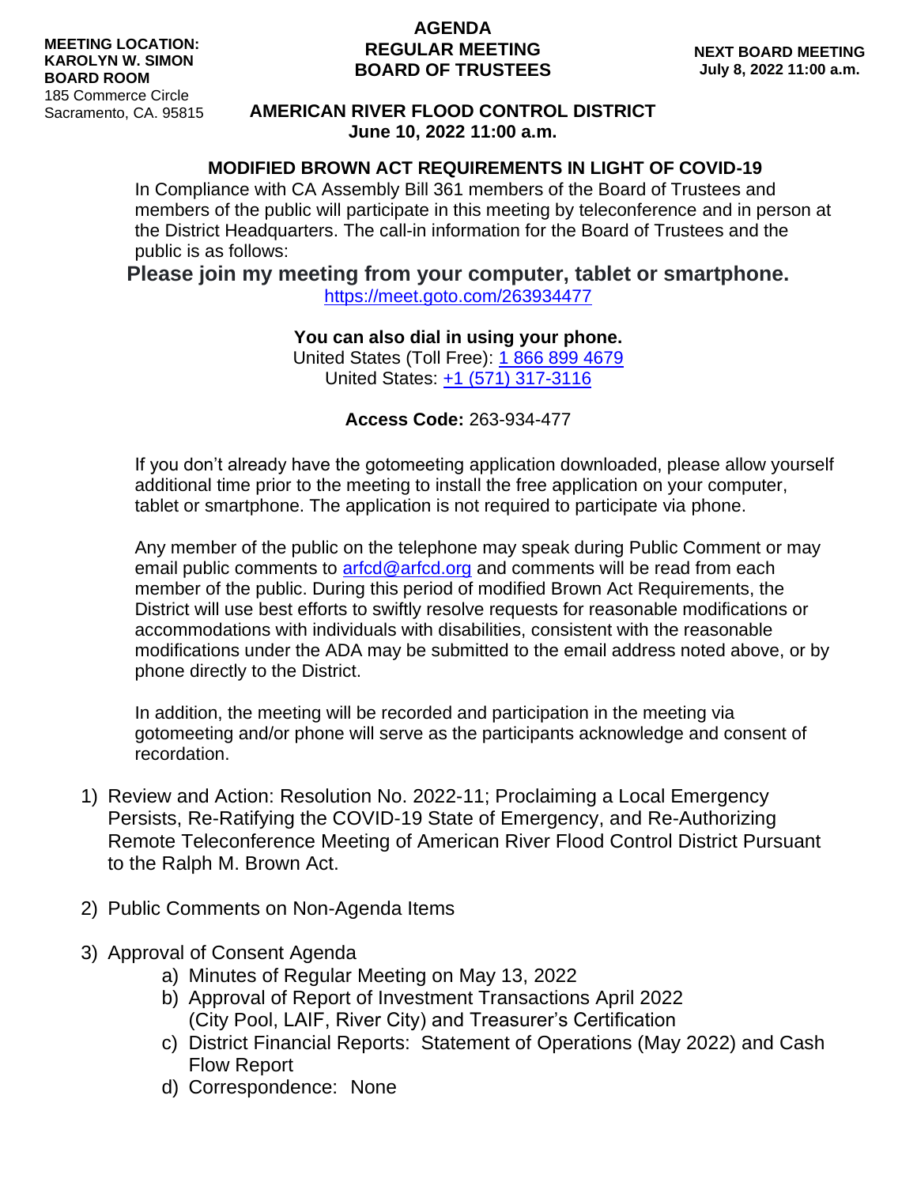**MEETING LOCATION:**
**KAROLYN W. SIMON**
**BOARD ROOM**
185 Commerce Circle
Sacramento, CA. 95815

# AGENDA
## REGULAR MEETING
## BOARD OF TRUSTEES

**NEXT BOARD MEETING**
**July 8, 2022 11:00 a.m.**

## AMERICAN RIVER FLOOD CONTROL DISTRICT
**June 10, 2022 11:00 a.m.**

### MODIFIED BROWN ACT REQUIREMENTS IN LIGHT OF COVID-19

In Compliance with CA Assembly Bill 361 members of the Board of Trustees and members of the public will participate in this meeting by teleconference and in person at the District Headquarters. The call-in information for the Board of Trustees and the public is as follows:

**Please join my meeting from your computer, tablet or smartphone.**
https://meet.goto.com/263934477

**You can also dial in using your phone.**
United States (Toll Free): 1 866 899 4679
United States: +1 (571) 317-3116

**Access Code:** 263-934-477

If you don't already have the gotomeeting application downloaded, please allow yourself additional time prior to the meeting to install the free application on your computer, tablet or smartphone. The application is not required to participate via phone.

Any member of the public on the telephone may speak during Public Comment or may email public comments to arfcd@arfcd.org and comments will be read from each member of the public. During this period of modified Brown Act Requirements, the District will use best efforts to swiftly resolve requests for reasonable modifications or accommodations with individuals with disabilities, consistent with the reasonable modifications under the ADA may be submitted to the email address noted above, or by phone directly to the District.

In addition, the meeting will be recorded and participation in the meeting via gotomeeting and/or phone will serve as the participants acknowledge and consent of recordation.

1) Review and Action: Resolution No. 2022-11; Proclaiming a Local Emergency Persists, Re-Ratifying the COVID-19 State of Emergency, and Re-Authorizing Remote Teleconference Meeting of American River Flood Control District Pursuant to the Ralph M. Brown Act.

2) Public Comments on Non-Agenda Items

3) Approval of Consent Agenda
   a) Minutes of Regular Meeting on May 13, 2022
   b) Approval of Report of Investment Transactions April 2022 (City Pool, LAIF, River City) and Treasurer's Certification
   c) District Financial Reports: Statement of Operations (May 2022) and Cash Flow Report
   d) Correspondence: None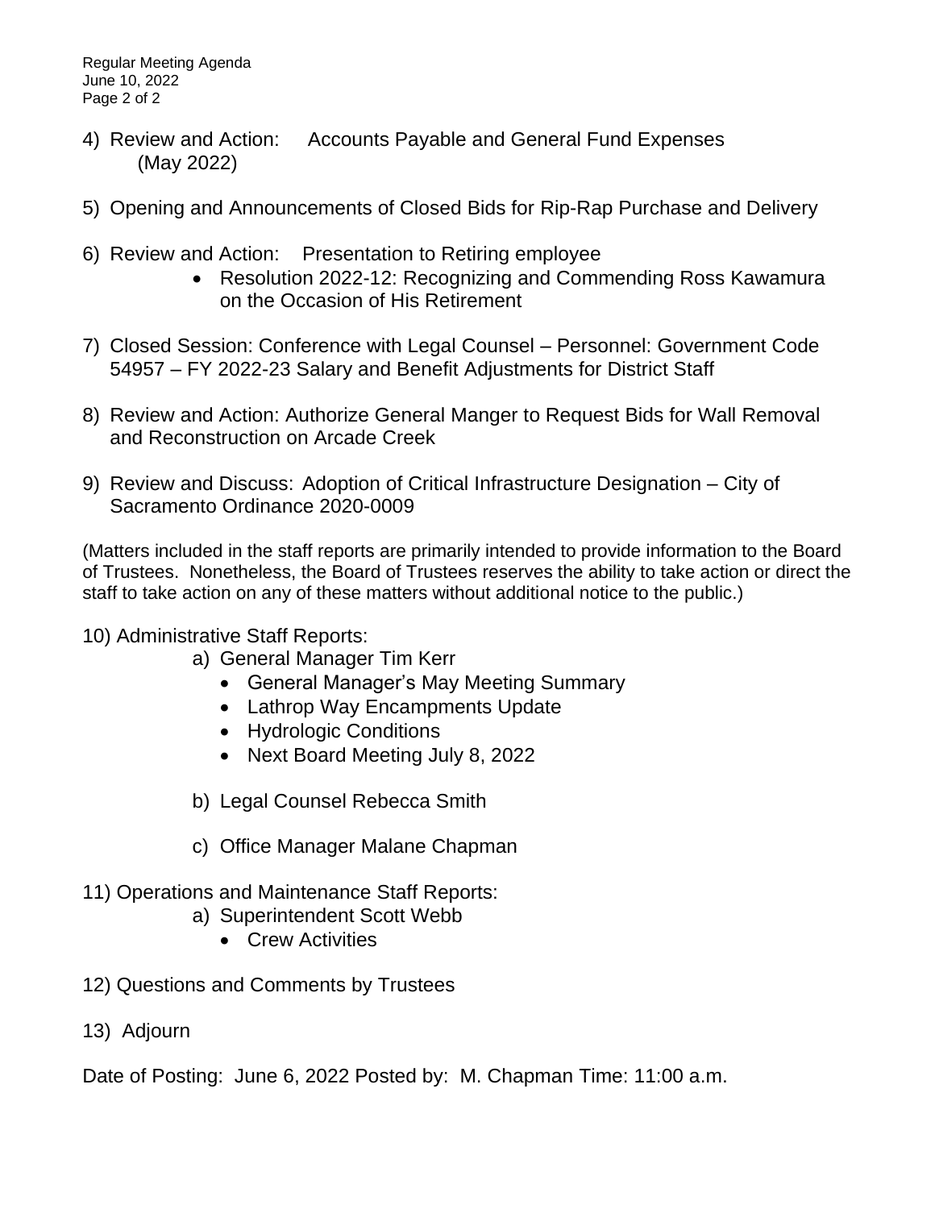4) Review and Action: Accounts Payable and General Fund Expenses (May 2022)

5) Opening and Announcements of Closed Bids for Rip-Rap Purchase and Delivery

6) Review and Action: Presentation to Retiring employee
   - Resolution 2022-12: Recognizing and Commending Ross Kawamura on the Occasion of His Retirement

7) Closed Session: Conference with Legal Counsel – Personnel: Government Code 54957 – FY 2022-23 Salary and Benefit Adjustments for District Staff

8) Review and Action: Authorize General Manger to Request Bids for Wall Removal and Reconstruction on Arcade Creek

9) Review and Discuss: Adoption of Critical Infrastructure Designation – City of Sacramento Ordinance 2020-0009

(Matters included in the staff reports are primarily intended to provide information to the Board of Trustees. Nonetheless, the Board of Trustees reserves the ability to take action or direct the staff to take action on any of these matters without additional notice to the public.)

10) Administrative Staff Reports:
    a) General Manager Tim Kerr
       - General Manager's May Meeting Summary
       - Lathrop Way Encampments Update
       - Hydrologic Conditions
       - Next Board Meeting July 8, 2022

    b) Legal Counsel Rebecca Smith

    c) Office Manager Malane Chapman

11) Operations and Maintenance Staff Reports:
    a) Superintendent Scott Webb
       - Crew Activities

12) Questions and Comments by Trustees

13) Adjourn

Date of Posting: June 6, 2022 Posted by: M. Chapman Time: 11:00 a.m.